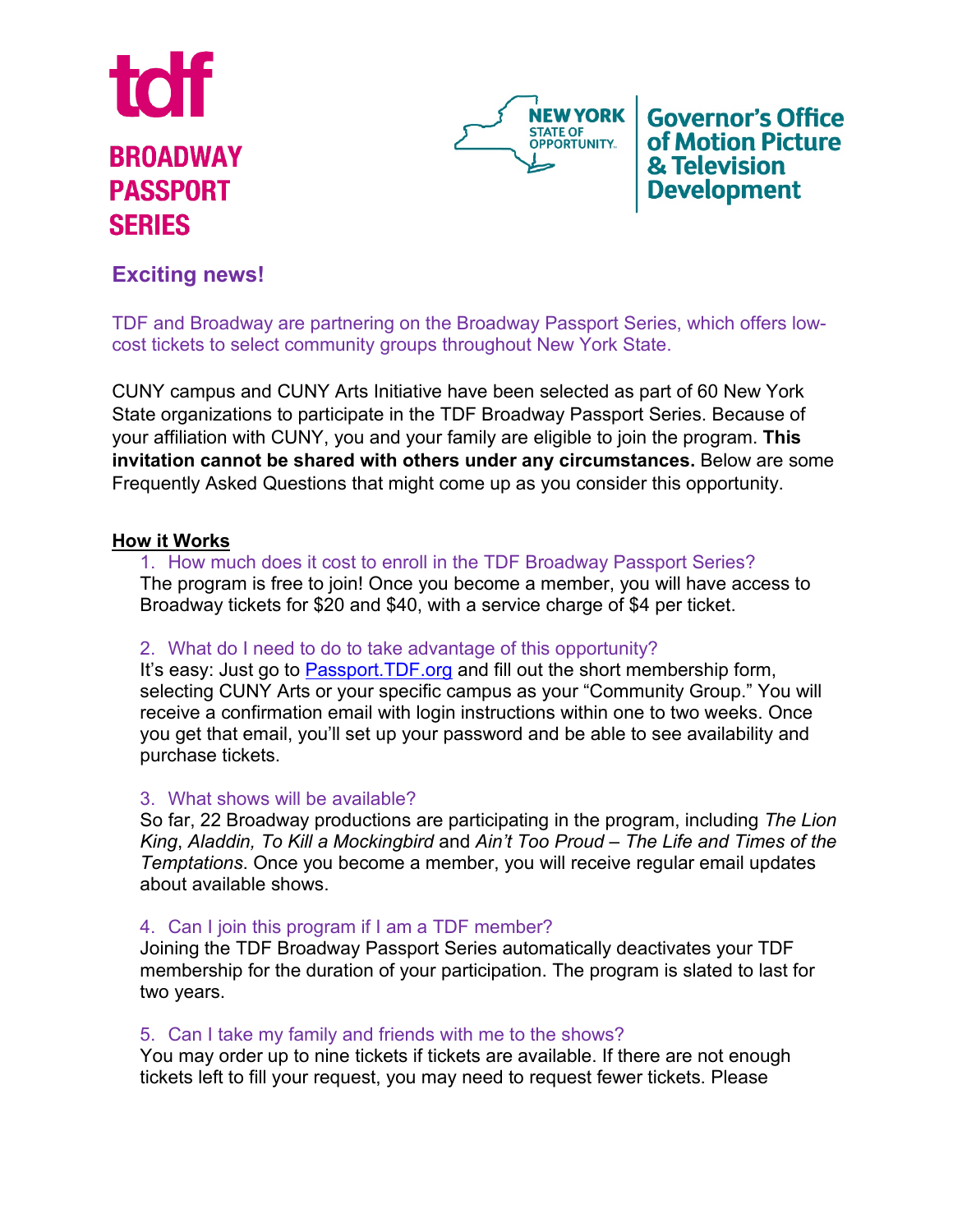# tdf

## BROADWAY PASSPORT SERIES

NEW YORK STATE OF OPPORTUNITY. | Governor's Office of Motion Picture & Television Development

## Exciting news!

TDF and Broadway are partnering on the Broadway Passport Series, which offers low-cost tickets to select community groups throughout New York State.

CUNY campus and CUNY Arts Initiative have been selected as part of 60 New York State organizations to participate in the TDF Broadway Passport Series. Because of your affiliation with CUNY, you and your family are eligible to join the program. **This invitation cannot be shared with others under any circumstances.** Below are some Frequently Asked Questions that might come up as you consider this opportunity.

### How it Works

1. How much does it cost to enroll in the TDF Broadway Passport Series?
   The program is free to join! Once you become a member, you will have access to Broadway tickets for $20 and $40, with a service charge of $4 per ticket.

2. What do I need to do to take advantage of this opportunity?
   It's easy: Just go to [Passport.TDF.org](Passport.TDF.org) and fill out the short membership form, selecting CUNY Arts or your specific campus as your "Community Group." You will receive a confirmation email with login instructions within one to two weeks. Once you get that email, you'll set up your password and be able to see availability and purchase tickets.

3. What shows will be available?
   So far, 22 Broadway productions are participating in the program, including *The Lion King*, *Aladdin, To Kill a Mockingbird* and *Ain't Too Proud – The Life and Times of the Temptations*. Once you become a member, you will receive regular email updates about available shows.

4. Can I join this program if I am a TDF member?
   Joining the TDF Broadway Passport Series automatically deactivates your TDF membership for the duration of your participation. The program is slated to last for two years.

5. Can I take my family and friends with me to the shows?
   You may order up to nine tickets if tickets are available. If there are not enough tickets left to fill your request, you may need to request fewer tickets. Please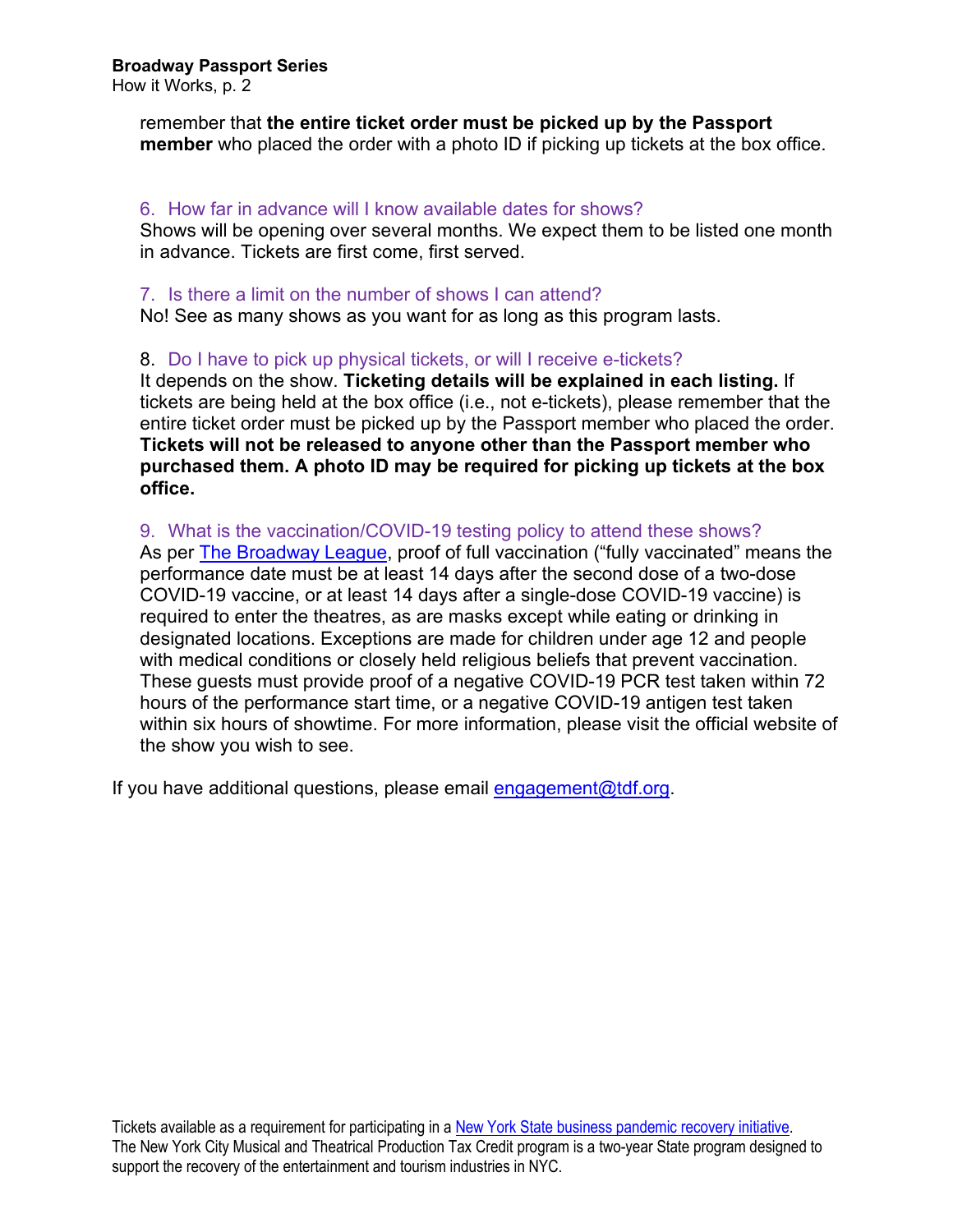remember that **the entire ticket order must be picked up by the Passport member** who placed the order with a photo ID if picking up tickets at the box office.

6. How far in advance will I know available dates for shows?

   Shows will be opening over several months. We expect them to be listed one month in advance. Tickets are first come, first served.

7. Is there a limit on the number of shows I can attend?

   No! See as many shows as you want for as long as this program lasts.

8. Do I have to pick up physical tickets, or will I receive e-tickets?

   It depends on the show. **Ticketing details will be explained in each listing.** If tickets are being held at the box office (i.e., not e-tickets), please remember that the entire ticket order must be picked up by the Passport member who placed the order. **Tickets will not be released to anyone other than the Passport member who purchased them. A photo ID may be required for picking up tickets at the box office.**

9. What is the vaccination/COVID-19 testing policy to attend these shows?

   As per The Broadway League, proof of full vaccination ("fully vaccinated" means the performance date must be at least 14 days after the second dose of a two-dose COVID-19 vaccine, or at least 14 days after a single-dose COVID-19 vaccine) is required to enter the theatres, as are masks except while eating or drinking in designated locations. Exceptions are made for children under age 12 and people with medical conditions or closely held religious beliefs that prevent vaccination. These guests must provide proof of a negative COVID-19 PCR test taken within 72 hours of the performance start time, or a negative COVID-19 antigen test taken within six hours of showtime. For more information, please visit the official website of the show you wish to see.

If you have additional questions, please email engagement@tdf.org.

Tickets available as a requirement for participating in a New York State business pandemic recovery initiative.
The New York City Musical and Theatrical Production Tax Credit program is a two-year State program designed to support the recovery of the entertainment and tourism industries in NYC.